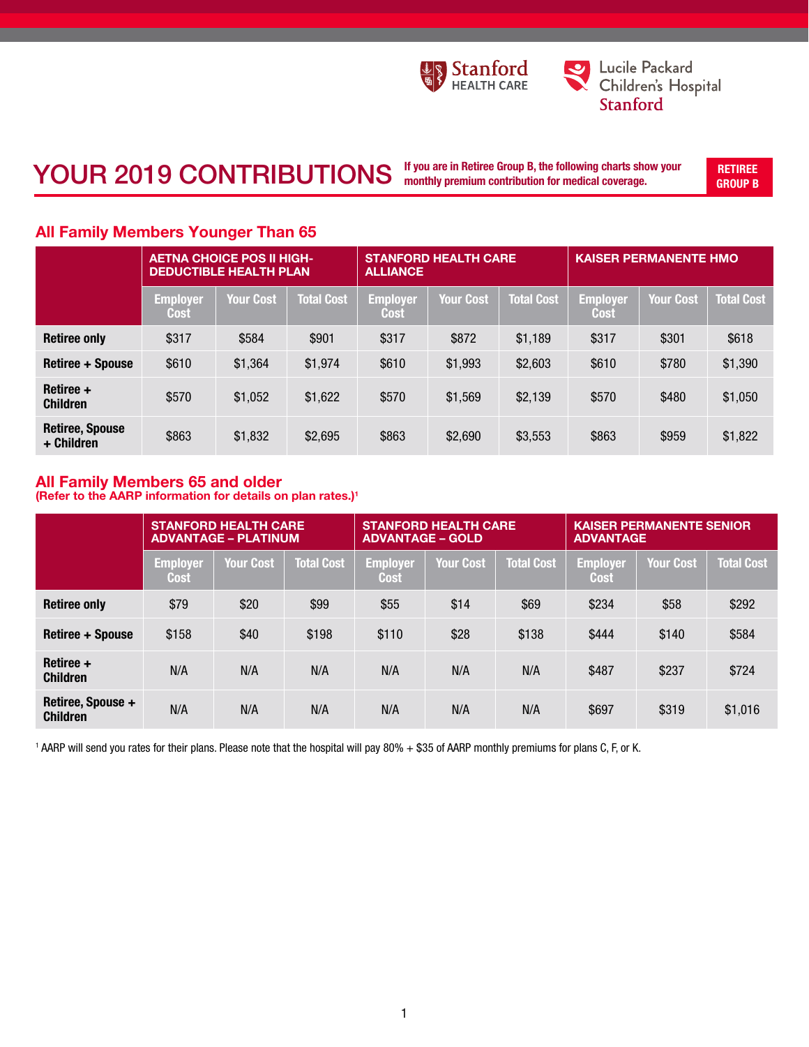Stanford HEALTH CARE

Lucile Packard Children's Hospital Stanford

# YOUR 2019 CONTRIBUTIONS

**If you are in Retiree Group B, the following charts show your monthly premium contribution for medical coverage.**

**RETIREE GROUP B**

## All Family Members Younger Than 65

| | AETNA CHOICE POS II HIGH-DEDUCTIBLE HEALTH PLAN | | | STANFORD HEALTH CARE ALLIANCE | | | KAISER PERMANENTE HMO | | |
|---|---|---|---|---|---|---|---|---|---|
| | Employer Cost | Your Cost | Total Cost | Employer Cost | Your Cost | Total Cost | Employer Cost | Your Cost | Total Cost |
| **Retiree only** | $317 | $584 | $901 | $317 | $872 | $1,189 | $317 | $301 | $618 |
| **Retiree + Spouse** | $610 | $1,364 | $1,974 | $610 | $1,993 | $2,603 | $610 | $780 | $1,390 |
| **Retiree + Children** | $570 | $1,052 | $1,622 | $570 | $1,569 | $2,139 | $570 | $480 | $1,050 |
| **Retiree, Spouse + Children** | $863 | $1,832 | $2,695 | $863 | $2,690 | $3,553 | $863 | $959 | $1,822 |

## All Family Members 65 and older

**(Refer to the AARP information for details on plan rates.)[1]**

| | STANFORD HEALTH CARE ADVANTAGE – PLATINUM | | | STANFORD HEALTH CARE ADVANTAGE – GOLD | | | KAISER PERMANENTE SENIOR ADVANTAGE | | |
|---|---|---|---|---|---|---|---|---|---|
| | Employer Cost | Your Cost | Total Cost | Employer Cost | Your Cost | Total Cost | Employer Cost | Your Cost | Total Cost |
| **Retiree only** | $79 | $20 | $99 | $55 | $14 | $69 | $234 | $58 | $292 |
| **Retiree + Spouse** | $158 | $40 | $198 | $110 | $28 | $138 | $444 | $140 | $584 |
| **Retiree + Children** | N/A | N/A | N/A | N/A | N/A | N/A | $487 | $237 | $724 |
| **Retiree, Spouse + Children** | N/A | N/A | N/A | N/A | N/A | N/A | $697 | $319 | $1,016 |

[1] AARP will send you rates for their plans. Please note that the hospital will pay 80% + $35 of AARP monthly premiums for plans C, F, or K.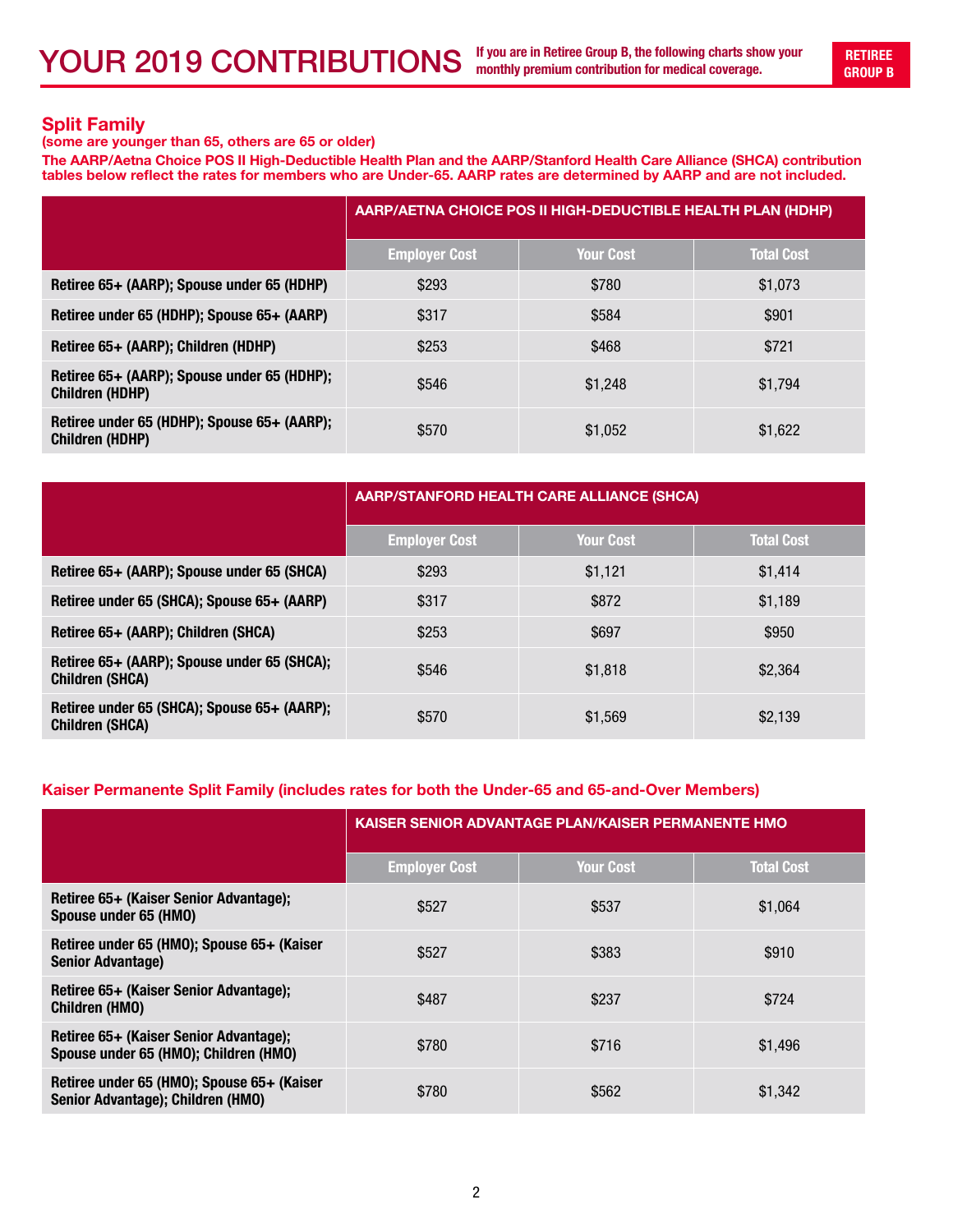# YOUR 2019 CONTRIBUTIONS

**If you are in Retiree Group B, the following charts show your monthly premium contribution for medical coverage.**

**RETIREE GROUP B**

## Split Family

**(some are younger than 65, others are 65 or older)**

**The AARP/Aetna Choice POS II High-Deductible Health Plan and the AARP/Stanford Health Care Alliance (SHCA) contribution tables below reflect the rates for members who are Under-65. AARP rates are determined by AARP and are not included.**

| | AARP/AETNA CHOICE POS II HIGH-DEDUCTIBLE HEALTH PLAN (HDHP) | | |
|---|---|---|---|
| | **Employer Cost** | **Your Cost** | **Total Cost** |
| **Retiree 65+ (AARP); Spouse under 65 (HDHP)** | $293 | $780 | $1,073 |
| **Retiree under 65 (HDHP); Spouse 65+ (AARP)** | $317 | $584 | $901 |
| **Retiree 65+ (AARP); Children (HDHP)** | $253 | $468 | $721 |
| **Retiree 65+ (AARP); Spouse under 65 (HDHP); Children (HDHP)** | $546 | $1,248 | $1,794 |
| **Retiree under 65 (HDHP); Spouse 65+ (AARP); Children (HDHP)** | $570 | $1,052 | $1,622 |

| | AARP/STANFORD HEALTH CARE ALLIANCE (SHCA) | | |
|---|---|---|---|
| | **Employer Cost** | **Your Cost** | **Total Cost** |
| **Retiree 65+ (AARP); Spouse under 65 (SHCA)** | $293 | $1,121 | $1,414 |
| **Retiree under 65 (SHCA); Spouse 65+ (AARP)** | $317 | $872 | $1,189 |
| **Retiree 65+ (AARP); Children (SHCA)** | $253 | $697 | $950 |
| **Retiree 65+ (AARP); Spouse under 65 (SHCA); Children (SHCA)** | $546 | $1,818 | $2,364 |
| **Retiree under 65 (SHCA); Spouse 65+ (AARP); Children (SHCA)** | $570 | $1,569 | $2,139 |

### Kaiser Permanente Split Family (includes rates for both the Under-65 and 65-and-Over Members)

| | KAISER SENIOR ADVANTAGE PLAN/KAISER PERMANENTE HMO | | |
|---|---|---|---|
| | **Employer Cost** | **Your Cost** | **Total Cost** |
| **Retiree 65+ (Kaiser Senior Advantage); Spouse under 65 (HMO)** | $527 | $537 | $1,064 |
| **Retiree under 65 (HMO); Spouse 65+ (Kaiser Senior Advantage)** | $527 | $383 | $910 |
| **Retiree 65+ (Kaiser Senior Advantage); Children (HMO)** | $487 | $237 | $724 |
| **Retiree 65+ (Kaiser Senior Advantage); Spouse under 65 (HMO); Children (HMO)** | $780 | $716 | $1,496 |
| **Retiree under 65 (HMO); Spouse 65+ (Kaiser Senior Advantage); Children (HMO)** | $780 | $562 | $1,342 |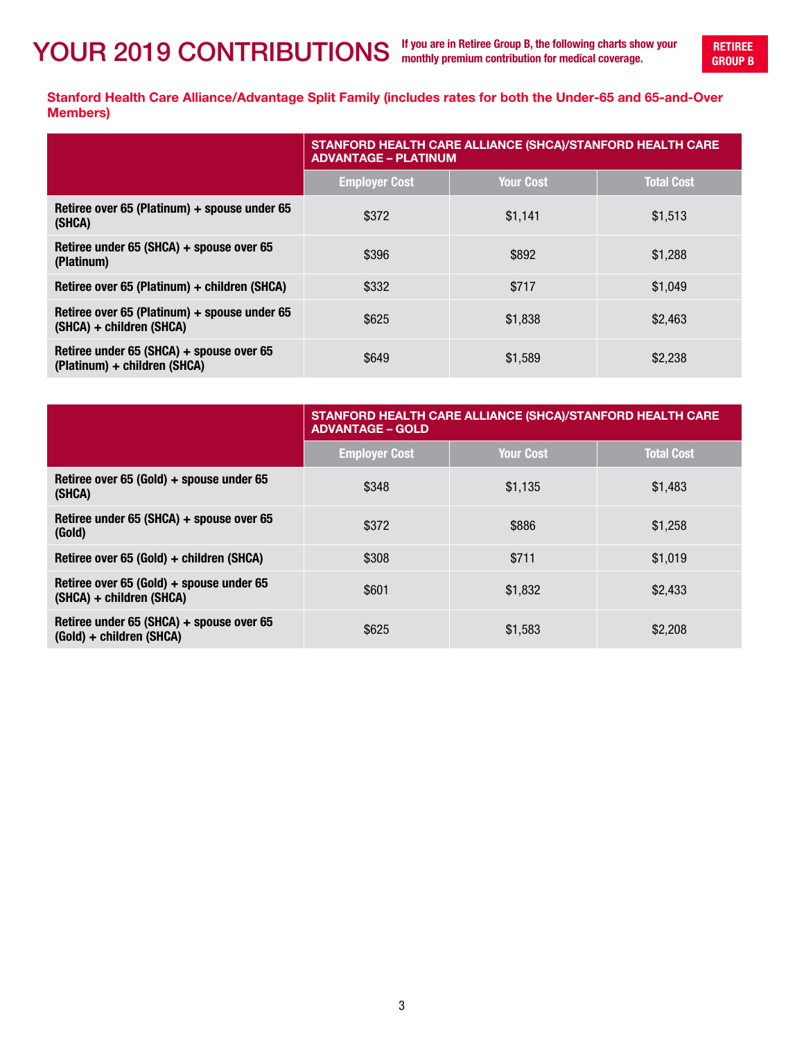# YOUR 2019 CONTRIBUTIONS

If you are in Retiree Group B, the following charts show your monthly premium contribution for medical coverage.

**RETIREE GROUP B**

### Stanford Health Care Alliance/Advantage Split Family (includes rates for both the Under-65 and 65-and-Over Members)

| | STANFORD HEALTH CARE ALLIANCE (SHCA)/STANFORD HEALTH CARE ADVANTAGE – PLATINUM | | |
|---|---|---|---|
| | **Employer Cost** | **Your Cost** | **Total Cost** |
| **Retiree over 65 (Platinum) + spouse under 65 (SHCA)** | $372 | $1,141 | $1,513 |
| **Retiree under 65 (SHCA) + spouse over 65 (Platinum)** | $396 | $892 | $1,288 |
| **Retiree over 65 (Platinum) + children (SHCA)** | $332 | $717 | $1,049 |
| **Retiree over 65 (Platinum) + spouse under 65 (SHCA) + children (SHCA)** | $625 | $1,838 | $2,463 |
| **Retiree under 65 (SHCA) + spouse over 65 (Platinum) + children (SHCA)** | $649 | $1,589 | $2,238 |

| | STANFORD HEALTH CARE ALLIANCE (SHCA)/STANFORD HEALTH CARE ADVANTAGE – GOLD | | |
|---|---|---|---|
| | **Employer Cost** | **Your Cost** | **Total Cost** |
| **Retiree over 65 (Gold) + spouse under 65 (SHCA)** | $348 | $1,135 | $1,483 |
| **Retiree under 65 (SHCA) + spouse over 65 (Gold)** | $372 | $886 | $1,258 |
| **Retiree over 65 (Gold) + children (SHCA)** | $308 | $711 | $1,019 |
| **Retiree over 65 (Gold) + spouse under 65 (SHCA) + children (SHCA)** | $601 | $1,832 | $2,433 |
| **Retiree under 65 (SHCA) + spouse over 65 (Gold) + children (SHCA)** | $625 | $1,583 | $2,208 |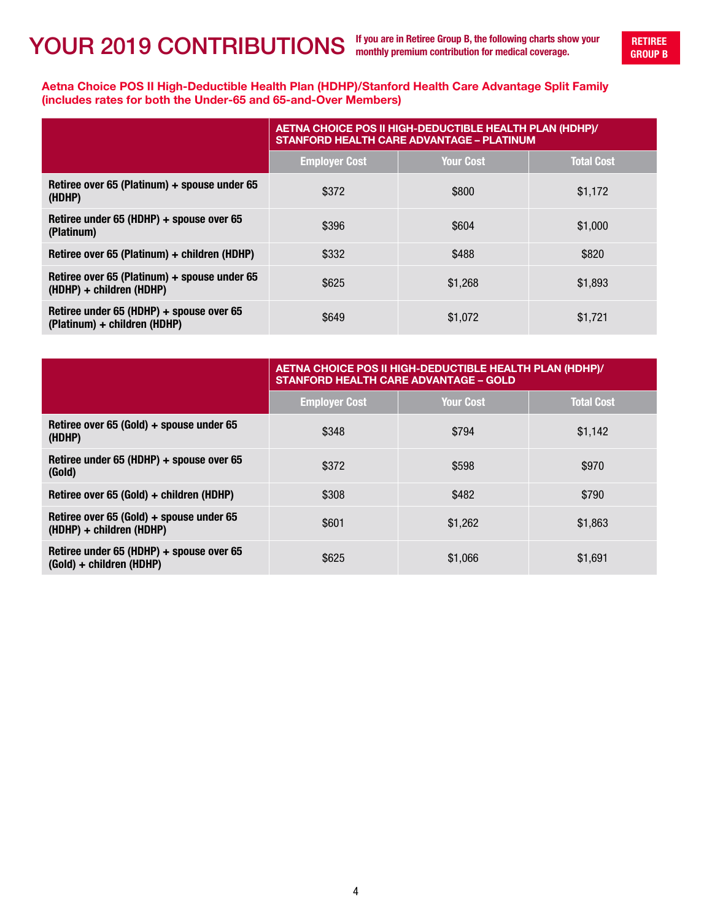# YOUR 2019 CONTRIBUTIONS

If you are in Retiree Group B, the following charts show your monthly premium contribution for medical coverage.

**RETIREE GROUP B**

## Aetna Choice POS II High-Deductible Health Plan (HDHP)/Stanford Health Care Advantage Split Family (includes rates for both the Under-65 and 65-and-Over Members)

| | AETNA CHOICE POS II HIGH-DEDUCTIBLE HEALTH PLAN (HDHP)/ STANFORD HEALTH CARE ADVANTAGE – PLATINUM | | |
|---|---|---|---|
| | **Employer Cost** | **Your Cost** | **Total Cost** |
| **Retiree over 65 (Platinum) + spouse under 65 (HDHP)** | $372 | $800 | $1,172 |
| **Retiree under 65 (HDHP) + spouse over 65 (Platinum)** | $396 | $604 | $1,000 |
| **Retiree over 65 (Platinum) + children (HDHP)** | $332 | $488 | $820 |
| **Retiree over 65 (Platinum) + spouse under 65 (HDHP) + children (HDHP)** | $625 | $1,268 | $1,893 |
| **Retiree under 65 (HDHP) + spouse over 65 (Platinum) + children (HDHP)** | $649 | $1,072 | $1,721 |

| | AETNA CHOICE POS II HIGH-DEDUCTIBLE HEALTH PLAN (HDHP)/ STANFORD HEALTH CARE ADVANTAGE – GOLD | | |
|---|---|---|---|
| | **Employer Cost** | **Your Cost** | **Total Cost** |
| **Retiree over 65 (Gold) + spouse under 65 (HDHP)** | $348 | $794 | $1,142 |
| **Retiree under 65 (HDHP) + spouse over 65 (Gold)** | $372 | $598 | $970 |
| **Retiree over 65 (Gold) + children (HDHP)** | $308 | $482 | $790 |
| **Retiree over 65 (Gold) + spouse under 65 (HDHP) + children (HDHP)** | $601 | $1,262 | $1,863 |
| **Retiree under 65 (HDHP) + spouse over 65 (Gold) + children (HDHP)** | $625 | $1,066 | $1,691 |